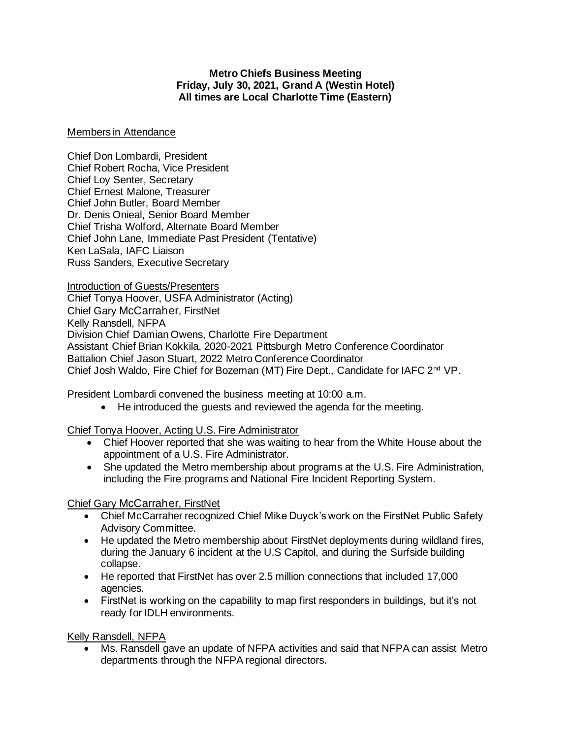**Metro Chiefs Business Meeting**
**Friday, July 30, 2021, Grand A (Westin Hotel)**
**All times are Local Charlotte Time (Eastern)**

Members in Attendance

Chief Don Lombardi, President
Chief Robert Rocha, Vice President
Chief Loy Senter, Secretary
Chief Ernest Malone, Treasurer
Chief John Butler, Board Member
Dr. Denis Onieal, Senior Board Member
Chief Trisha Wolford, Alternate Board Member
Chief John Lane, Immediate Past President (Tentative)
Ken LaSala, IAFC Liaison
Russ Sanders, Executive Secretary

Introduction of Guests/Presenters
Chief Tonya Hoover, USFA Administrator (Acting)
Chief Gary McCarraher, FirstNet
Kelly Ransdell, NFPA
Division Chief Damian Owens, Charlotte Fire Department
Assistant Chief Brian Kokkila, 2020-2021 Pittsburgh Metro Conference Coordinator
Battalion Chief Jason Stuart, 2022 Metro Conference Coordinator
Chief Josh Waldo, Fire Chief for Bozeman (MT) Fire Dept., Candidate for IAFC 2nd VP.

President Lombardi convened the business meeting at 10:00 a.m.

- He introduced the guests and reviewed the agenda for the meeting.

Chief Tonya Hoover, Acting U.S. Fire Administrator

- Chief Hoover reported that she was waiting to hear from the White House about the appointment of a U.S. Fire Administrator.
- She updated the Metro membership about programs at the U.S. Fire Administration, including the Fire programs and National Fire Incident Reporting System.

Chief Gary McCarraher, FirstNet

- Chief McCarraher recognized Chief Mike Duyck's work on the FirstNet Public Safety Advisory Committee.
- He updated the Metro membership about FirstNet deployments during wildland fires, during the January 6 incident at the U.S Capitol, and during the Surfside building collapse.
- He reported that FirstNet has over 2.5 million connections that included 17,000 agencies.
- FirstNet is working on the capability to map first responders in buildings, but it's not ready for IDLH environments.

Kelly Ransdell, NFPA

- Ms. Ransdell gave an update of NFPA activities and said that NFPA can assist Metro departments through the NFPA regional directors.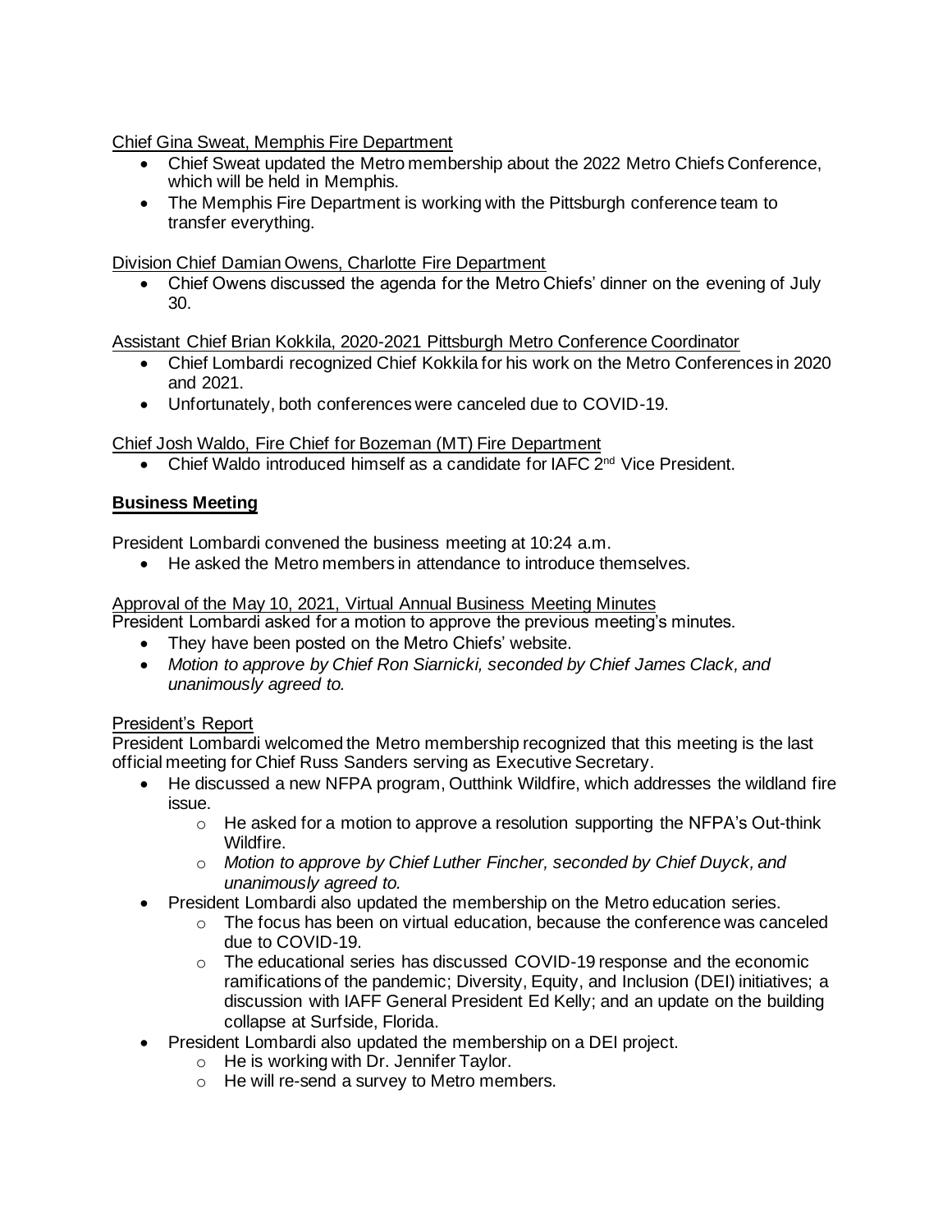Chief Gina Sweat, Memphis Fire Department

- Chief Sweat updated the Metro membership about the 2022 Metro Chiefs Conference, which will be held in Memphis.
- The Memphis Fire Department is working with the Pittsburgh conference team to transfer everything.

Division Chief Damian Owens, Charlotte Fire Department

- Chief Owens discussed the agenda for the Metro Chiefs' dinner on the evening of July 30.

Assistant Chief Brian Kokkila, 2020-2021 Pittsburgh Metro Conference Coordinator

- Chief Lombardi recognized Chief Kokkila for his work on the Metro Conferences in 2020 and 2021.
- Unfortunately, both conferences were canceled due to COVID-19.

Chief Josh Waldo, Fire Chief for Bozeman (MT) Fire Department

- Chief Waldo introduced himself as a candidate for IAFC 2nd Vice President.

## Business Meeting

President Lombardi convened the business meeting at 10:24 a.m.

- He asked the Metro members in attendance to introduce themselves.

Approval of the May 10, 2021, Virtual Annual Business Meeting Minutes

President Lombardi asked for a motion to approve the previous meeting's minutes.

- They have been posted on the Metro Chiefs' website.
- *Motion to approve by Chief Ron Siarnicki, seconded by Chief James Clack, and unanimously agreed to.*

President's Report

President Lombardi welcomed the Metro membership recognized that this meeting is the last official meeting for Chief Russ Sanders serving as Executive Secretary.

- He discussed a new NFPA program, Outthink Wildfire, which addresses the wildland fire issue.
  - He asked for a motion to approve a resolution supporting the NFPA's Out-think Wildfire.
  - *Motion to approve by Chief Luther Fincher, seconded by Chief Duyck, and unanimously agreed to.*
- President Lombardi also updated the membership on the Metro education series.
  - The focus has been on virtual education, because the conference was canceled due to COVID-19.
  - The educational series has discussed COVID-19 response and the economic ramifications of the pandemic; Diversity, Equity, and Inclusion (DEI) initiatives; a discussion with IAFF General President Ed Kelly; and an update on the building collapse at Surfside, Florida.
- President Lombardi also updated the membership on a DEI project.
  - He is working with Dr. Jennifer Taylor.
  - He will re-send a survey to Metro members.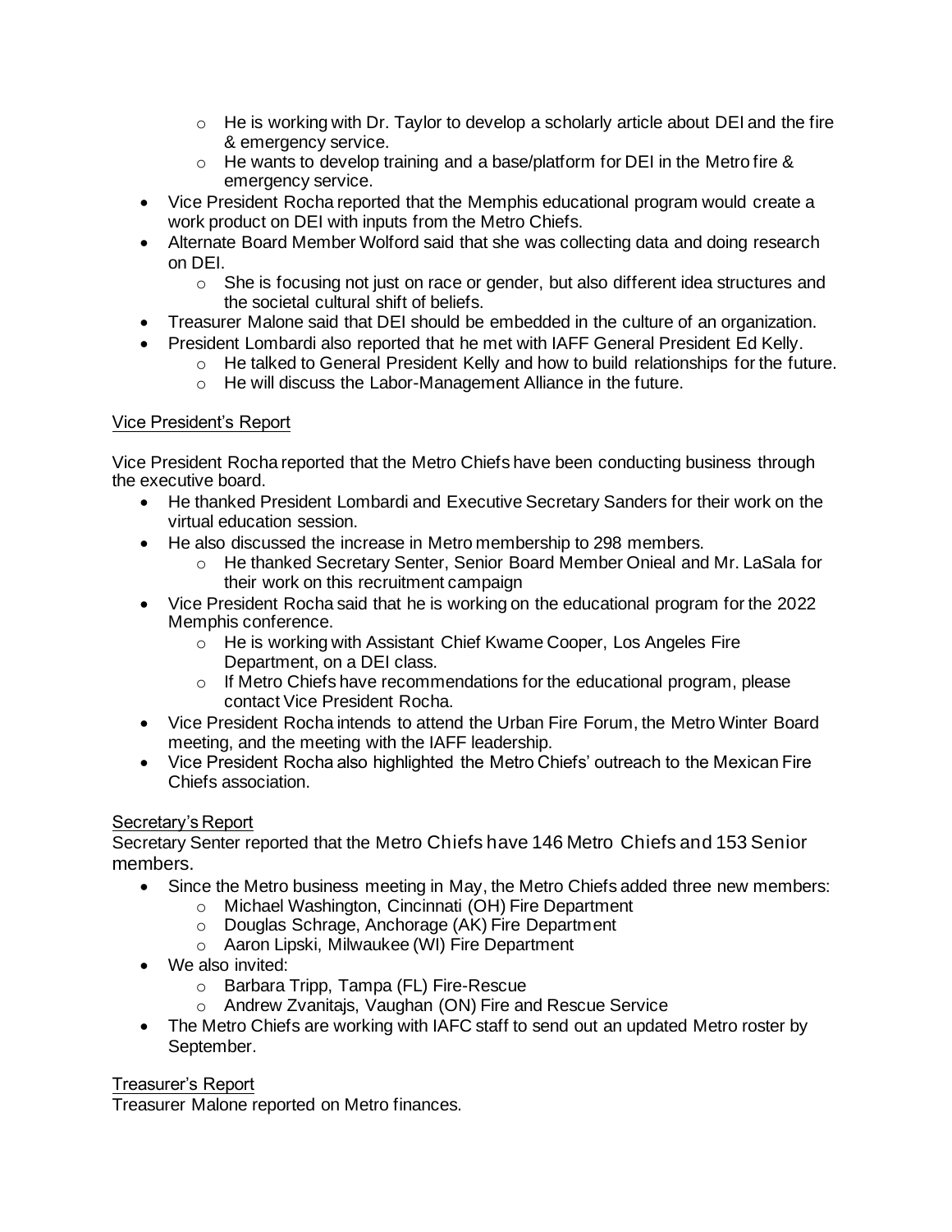- He is working with Dr. Taylor to develop a scholarly article about DEI and the fire & emergency service.
  - He wants to develop training and a base/platform for DEI in the Metro fire & emergency service.
- Vice President Rocha reported that the Memphis educational program would create a work product on DEI with inputs from the Metro Chiefs.
- Alternate Board Member Wolford said that she was collecting data and doing research on DEI.
  - She is focusing not just on race or gender, but also different idea structures and the societal cultural shift of beliefs.
- Treasurer Malone said that DEI should be embedded in the culture of an organization.
- President Lombardi also reported that he met with IAFF General President Ed Kelly.
  - He talked to General President Kelly and how to build relationships for the future.
  - He will discuss the Labor-Management Alliance in the future.

<u>Vice President's Report</u>

Vice President Rocha reported that the Metro Chiefs have been conducting business through the executive board.

- He thanked President Lombardi and Executive Secretary Sanders for their work on the virtual education session.
- He also discussed the increase in Metro membership to 298 members.
  - He thanked Secretary Senter, Senior Board Member Onieal and Mr. LaSala for their work on this recruitment campaign
- Vice President Rocha said that he is working on the educational program for the 2022 Memphis conference.
  - He is working with Assistant Chief Kwame Cooper, Los Angeles Fire Department, on a DEI class.
  - If Metro Chiefs have recommendations for the educational program, please contact Vice President Rocha.
- Vice President Rocha intends to attend the Urban Fire Forum, the Metro Winter Board meeting, and the meeting with the IAFF leadership.
- Vice President Rocha also highlighted the Metro Chiefs' outreach to the Mexican Fire Chiefs association.

<u>Secretary's Report</u>

Secretary Senter reported that the Metro Chiefs have 146 Metro Chiefs and 153 Senior members.

- Since the Metro business meeting in May, the Metro Chiefs added three new members:
  - Michael Washington, Cincinnati (OH) Fire Department
  - Douglas Schrage, Anchorage (AK) Fire Department
  - Aaron Lipski, Milwaukee (WI) Fire Department
- We also invited:
  - Barbara Tripp, Tampa (FL) Fire-Rescue
  - Andrew Zvanitajs, Vaughan (ON) Fire and Rescue Service
- The Metro Chiefs are working with IAFC staff to send out an updated Metro roster by September.

<u>Treasurer's Report</u>

Treasurer Malone reported on Metro finances.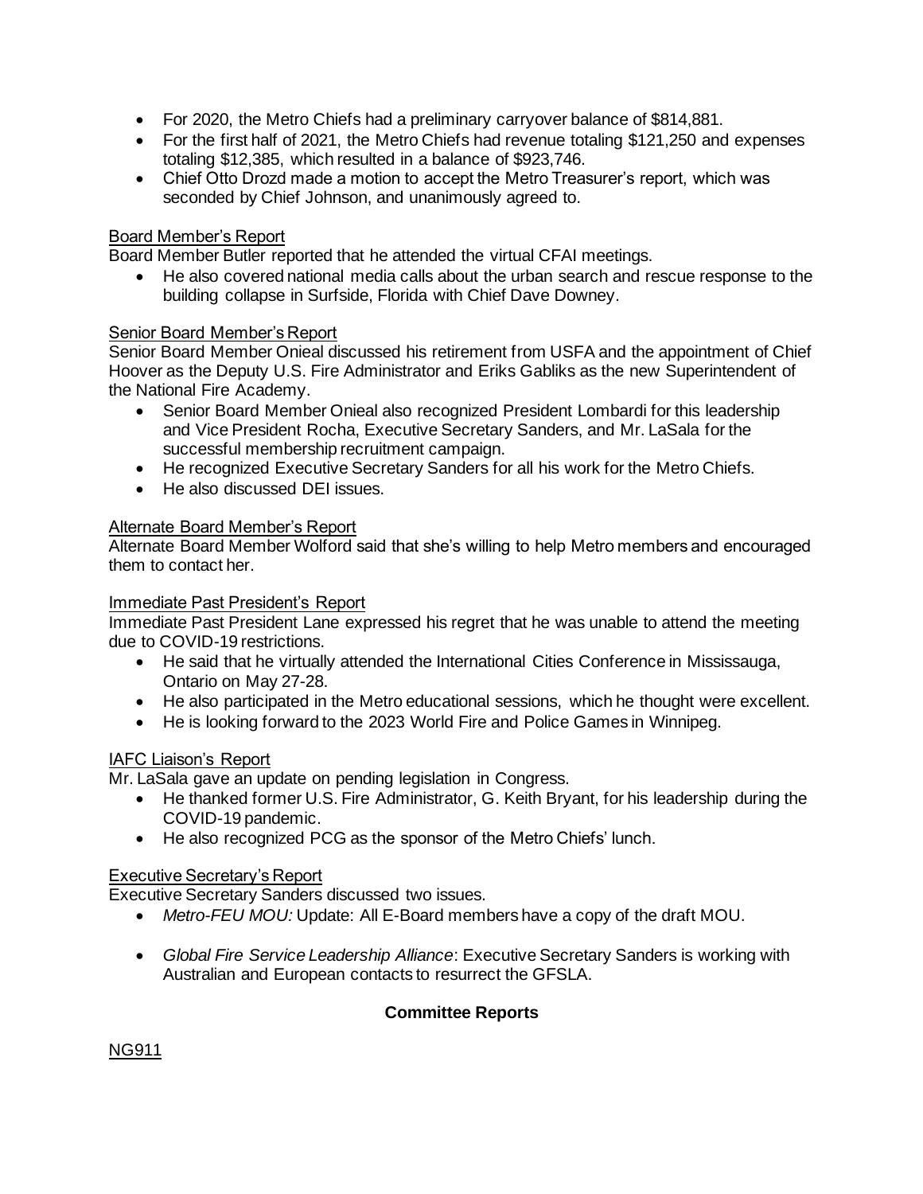- For 2020, the Metro Chiefs had a preliminary carryover balance of $814,881.
- For the first half of 2021, the Metro Chiefs had revenue totaling $121,250 and expenses totaling $12,385, which resulted in a balance of $923,746.
- Chief Otto Drozd made a motion to accept the Metro Treasurer's report, which was seconded by Chief Johnson, and unanimously agreed to.

Board Member's Report

Board Member Butler reported that he attended the virtual CFAI meetings.

- He also covered national media calls about the urban search and rescue response to the building collapse in Surfside, Florida with Chief Dave Downey.

Senior Board Member's Report

Senior Board Member Onieal discussed his retirement from USFA and the appointment of Chief Hoover as the Deputy U.S. Fire Administrator and Eriks Gabliks as the new Superintendent of the National Fire Academy.

- Senior Board Member Onieal also recognized President Lombardi for this leadership and Vice President Rocha, Executive Secretary Sanders, and Mr. LaSala for the successful membership recruitment campaign.
- He recognized Executive Secretary Sanders for all his work for the Metro Chiefs.
- He also discussed DEI issues.

Alternate Board Member's Report

Alternate Board Member Wolford said that she's willing to help Metro members and encouraged them to contact her.

Immediate Past President's Report

Immediate Past President Lane expressed his regret that he was unable to attend the meeting due to COVID-19 restrictions.

- He said that he virtually attended the International Cities Conference in Mississauga, Ontario on May 27-28.
- He also participated in the Metro educational sessions, which he thought were excellent.
- He is looking forward to the 2023 World Fire and Police Games in Winnipeg.

IAFC Liaison's Report

Mr. LaSala gave an update on pending legislation in Congress.

- He thanked former U.S. Fire Administrator, G. Keith Bryant, for his leadership during the COVID-19 pandemic.
- He also recognized PCG as the sponsor of the Metro Chiefs' lunch.

Executive Secretary's Report

Executive Secretary Sanders discussed two issues.

- *Metro-FEU MOU:* Update: All E-Board members have a copy of the draft MOU.
- *Global Fire Service Leadership Alliance*: Executive Secretary Sanders is working with Australian and European contacts to resurrect the GFSLA.

**Committee Reports**

NG911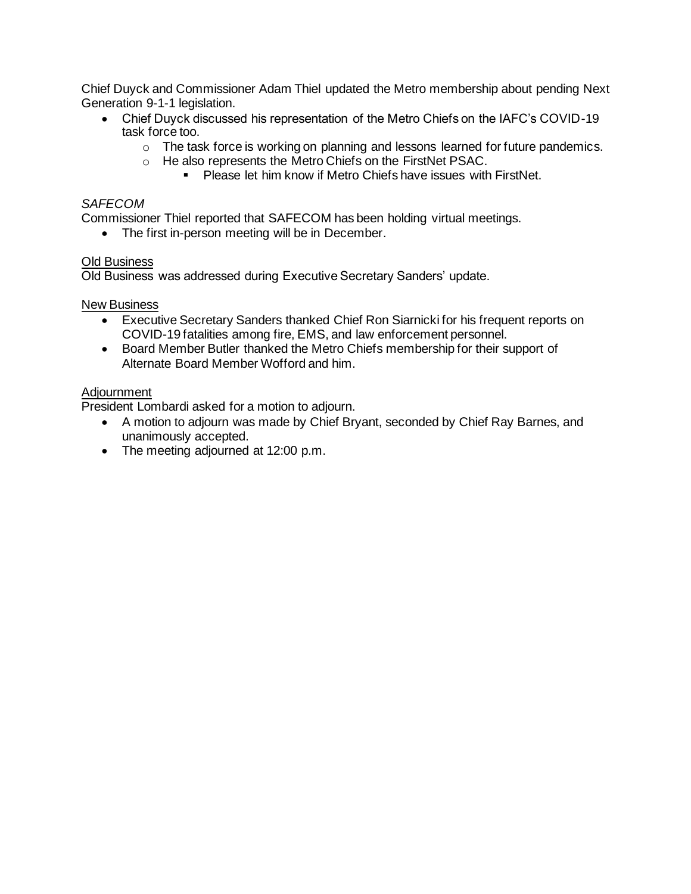Chief Duyck and Commissioner Adam Thiel updated the Metro membership about pending Next Generation 9-1-1 legislation.

- Chief Duyck discussed his representation of the Metro Chiefs on the IAFC's COVID-19 task force too.
  - The task force is working on planning and lessons learned for future pandemics.
  - He also represents the Metro Chiefs on the FirstNet PSAC.
    - Please let him know if Metro Chiefs have issues with FirstNet.

*SAFECOM*

Commissioner Thiel reported that SAFECOM has been holding virtual meetings.

- The first in-person meeting will be in December.

<u>Old Business</u>

Old Business was addressed during Executive Secretary Sanders' update.

<u>New Business</u>

- Executive Secretary Sanders thanked Chief Ron Siarnicki for his frequent reports on COVID-19 fatalities among fire, EMS, and law enforcement personnel.
- Board Member Butler thanked the Metro Chiefs membership for their support of Alternate Board Member Wofford and him.

<u>Adjournment</u>

President Lombardi asked for a motion to adjourn.

- A motion to adjourn was made by Chief Bryant, seconded by Chief Ray Barnes, and unanimously accepted.
- The meeting adjourned at 12:00 p.m.